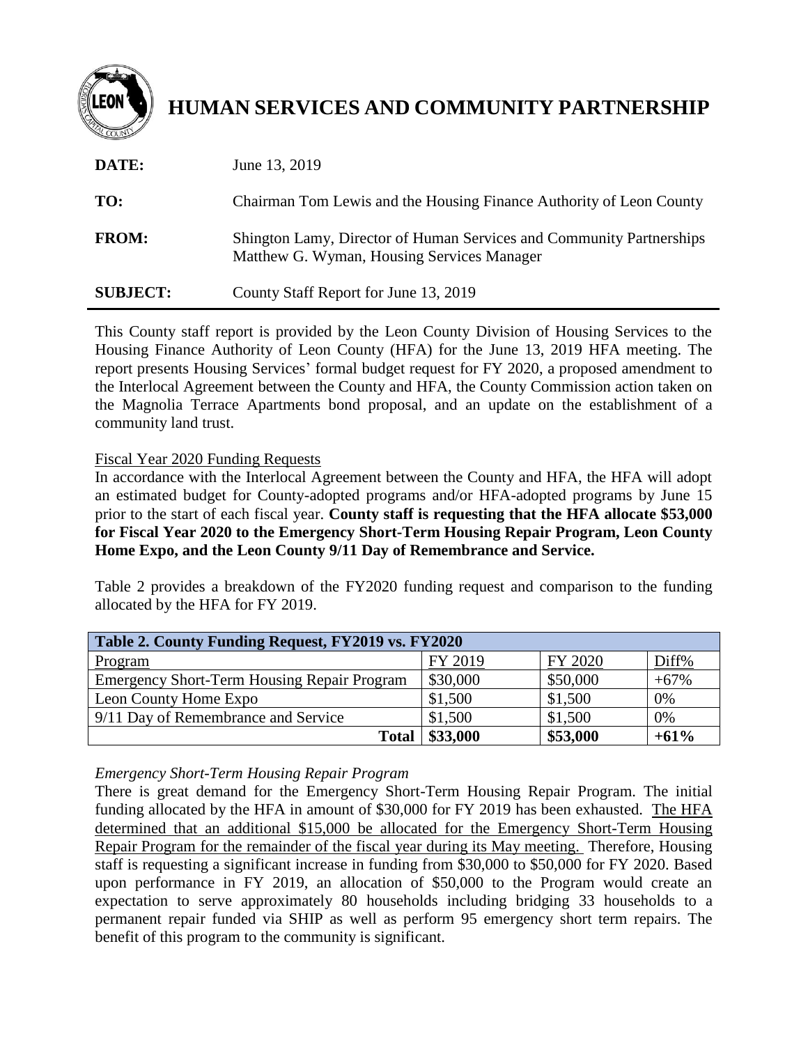# HUMAN SERVICES AND COMMUNITY PARTNERSHIP

**DATE:** June 13, 2019

**TO:** Chairman Tom Lewis and the Housing Finance Authority of Leon County

**FROM:** Shington Lamy, Director of Human Services and Community Partnerships
Matthew G. Wyman, Housing Services Manager

**SUBJECT:** County Staff Report for June 13, 2019

This County staff report is provided by the Leon County Division of Housing Services to the Housing Finance Authority of Leon County (HFA) for the June 13, 2019 HFA meeting. The report presents Housing Services' formal budget request for FY 2020, a proposed amendment to the Interlocal Agreement between the County and HFA, the County Commission action taken on the Magnolia Terrace Apartments bond proposal, and an update on the establishment of a community land trust.

Fiscal Year 2020 Funding Requests

In accordance with the Interlocal Agreement between the County and HFA, the HFA will adopt an estimated budget for County-adopted programs and/or HFA-adopted programs by June 15 prior to the start of each fiscal year. **County staff is requesting that the HFA allocate $53,000 for Fiscal Year 2020 to the Emergency Short-Term Housing Repair Program, Leon County Home Expo, and the Leon County 9/11 Day of Remembrance and Service.**

Table 2 provides a breakdown of the FY2020 funding request and comparison to the funding allocated by the HFA for FY 2019.

**Table 2. County Funding Request, FY2019 vs. FY2020**

| Program | FY 2019 | FY 2020 | Diff% |
|---|---|---|---|
| Emergency Short-Term Housing Repair Program | $30,000 | $50,000 | +67% |
| Leon County Home Expo | $1,500 | $1,500 | 0% |
| 9/11 Day of Remembrance and Service | $1,500 | $1,500 | 0% |
| **Total** | **$33,000** | **$53,000** | **+61%** |

*Emergency Short-Term Housing Repair Program*

There is great demand for the Emergency Short-Term Housing Repair Program. The initial funding allocated by the HFA in amount of $30,000 for FY 2019 has been exhausted. The HFA determined that an additional $15,000 be allocated for the Emergency Short-Term Housing Repair Program for the remainder of the fiscal year during its May meeting. Therefore, Housing staff is requesting a significant increase in funding from $30,000 to $50,000 for FY 2020. Based upon performance in FY 2019, an allocation of $50,000 to the Program would create an expectation to serve approximately 80 households including bridging 33 households to a permanent repair funded via SHIP as well as perform 95 emergency short term repairs. The benefit of this program to the community is significant.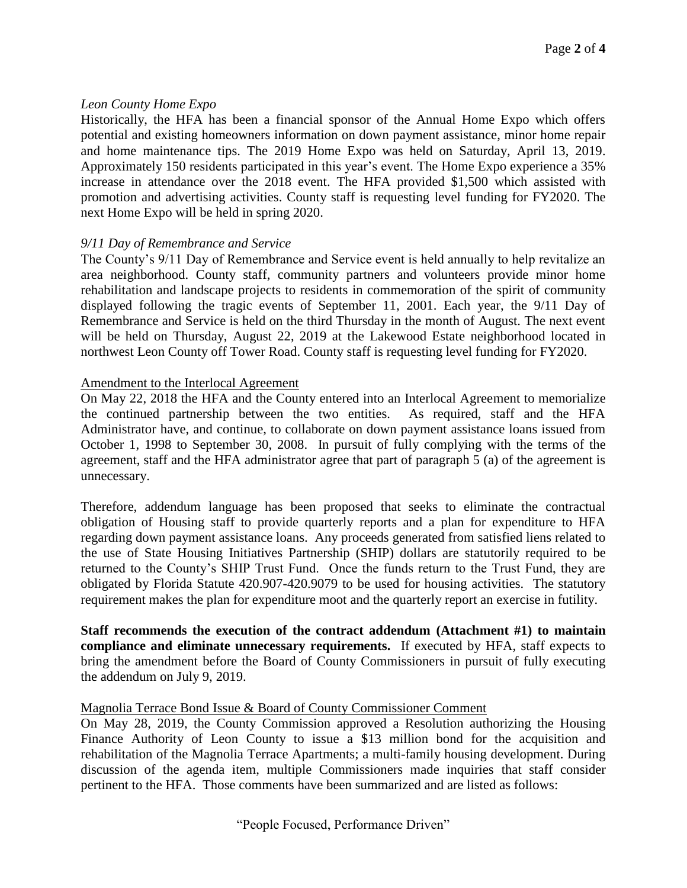*Leon County Home Expo*

Historically, the HFA has been a financial sponsor of the Annual Home Expo which offers potential and existing homeowners information on down payment assistance, minor home repair and home maintenance tips. The 2019 Home Expo was held on Saturday, April 13, 2019. Approximately 150 residents participated in this year's event. The Home Expo experience a 35% increase in attendance over the 2018 event. The HFA provided $1,500 which assisted with promotion and advertising activities. County staff is requesting level funding for FY2020. The next Home Expo will be held in spring 2020.

*9/11 Day of Remembrance and Service*

The County's 9/11 Day of Remembrance and Service event is held annually to help revitalize an area neighborhood. County staff, community partners and volunteers provide minor home rehabilitation and landscape projects to residents in commemoration of the spirit of community displayed following the tragic events of September 11, 2001. Each year, the 9/11 Day of Remembrance and Service is held on the third Thursday in the month of August. The next event will be held on Thursday, August 22, 2019 at the Lakewood Estate neighborhood located in northwest Leon County off Tower Road. County staff is requesting level funding for FY2020.

<u>Amendment to the Interlocal Agreement</u>

On May 22, 2018 the HFA and the County entered into an Interlocal Agreement to memorialize the continued partnership between the two entities. As required, staff and the HFA Administrator have, and continue, to collaborate on down payment assistance loans issued from October 1, 1998 to September 30, 2008. In pursuit of fully complying with the terms of the agreement, staff and the HFA administrator agree that part of paragraph 5 (a) of the agreement is unnecessary.

Therefore, addendum language has been proposed that seeks to eliminate the contractual obligation of Housing staff to provide quarterly reports and a plan for expenditure to HFA regarding down payment assistance loans. Any proceeds generated from satisfied liens related to the use of State Housing Initiatives Partnership (SHIP) dollars are statutorily required to be returned to the County's SHIP Trust Fund. Once the funds return to the Trust Fund, they are obligated by Florida Statute 420.907-420.9079 to be used for housing activities. The statutory requirement makes the plan for expenditure moot and the quarterly report an exercise in futility.

**Staff recommends the execution of the contract addendum (Attachment #1) to maintain compliance and eliminate unnecessary requirements.** If executed by HFA, staff expects to bring the amendment before the Board of County Commissioners in pursuit of fully executing the addendum on July 9, 2019.

<u>Magnolia Terrace Bond Issue & Board of County Commissioner Comment</u>

On May 28, 2019, the County Commission approved a Resolution authorizing the Housing Finance Authority of Leon County to issue a $13 million bond for the acquisition and rehabilitation of the Magnolia Terrace Apartments; a multi-family housing development. During discussion of the agenda item, multiple Commissioners made inquiries that staff consider pertinent to the HFA. Those comments have been summarized and are listed as follows: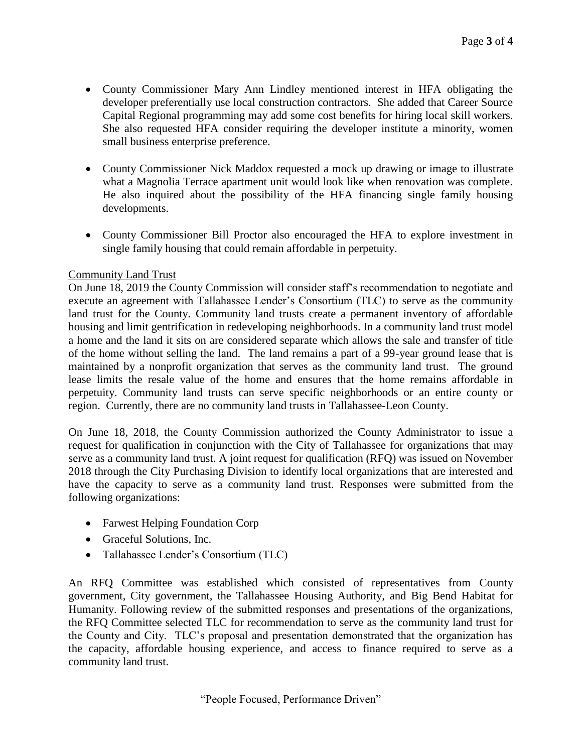- County Commissioner Mary Ann Lindley mentioned interest in HFA obligating the developer preferentially use local construction contractors. She added that Career Source Capital Regional programming may add some cost benefits for hiring local skill workers. She also requested HFA consider requiring the developer institute a minority, women small business enterprise preference.

- County Commissioner Nick Maddox requested a mock up drawing or image to illustrate what a Magnolia Terrace apartment unit would look like when renovation was complete. He also inquired about the possibility of the HFA financing single family housing developments.

- County Commissioner Bill Proctor also encouraged the HFA to explore investment in single family housing that could remain affordable in perpetuity.

<u>Community Land Trust</u>

On June 18, 2019 the County Commission will consider staff's recommendation to negotiate and execute an agreement with Tallahassee Lender's Consortium (TLC) to serve as the community land trust for the County. Community land trusts create a permanent inventory of affordable housing and limit gentrification in redeveloping neighborhoods. In a community land trust model a home and the land it sits on are considered separate which allows the sale and transfer of title of the home without selling the land. The land remains a part of a 99-year ground lease that is maintained by a nonprofit organization that serves as the community land trust. The ground lease limits the resale value of the home and ensures that the home remains affordable in perpetuity. Community land trusts can serve specific neighborhoods or an entire county or region. Currently, there are no community land trusts in Tallahassee-Leon County.

On June 18, 2018, the County Commission authorized the County Administrator to issue a request for qualification in conjunction with the City of Tallahassee for organizations that may serve as a community land trust. A joint request for qualification (RFQ) was issued on November 2018 through the City Purchasing Division to identify local organizations that are interested and have the capacity to serve as a community land trust. Responses were submitted from the following organizations:

- Farwest Helping Foundation Corp
- Graceful Solutions, Inc.
- Tallahassee Lender's Consortium (TLC)

An RFQ Committee was established which consisted of representatives from County government, City government, the Tallahassee Housing Authority, and Big Bend Habitat for Humanity. Following review of the submitted responses and presentations of the organizations, the RFQ Committee selected TLC for recommendation to serve as the community land trust for the County and City. TLC's proposal and presentation demonstrated that the organization has the capacity, affordable housing experience, and access to finance required to serve as a community land trust.

"People Focused, Performance Driven"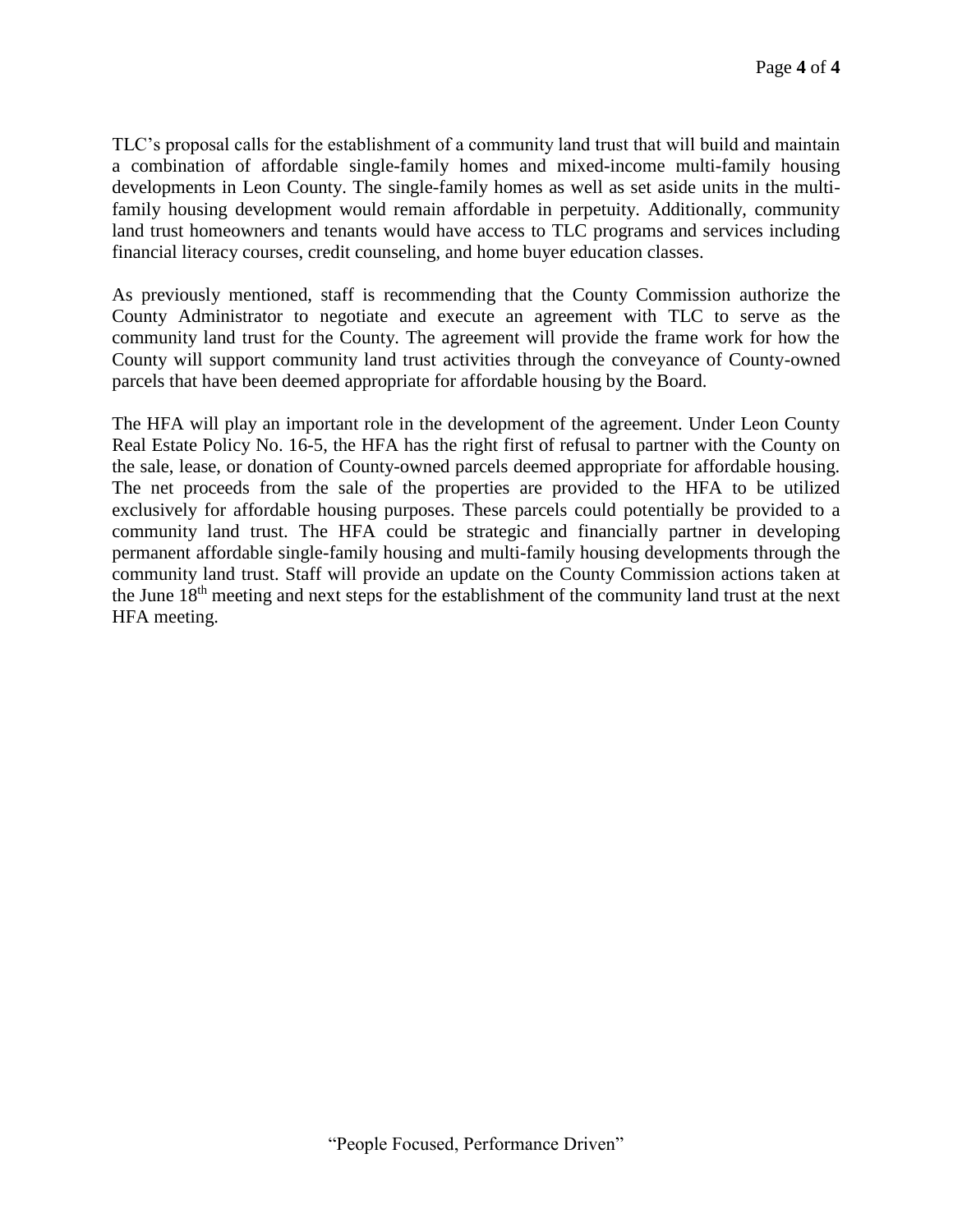TLC's proposal calls for the establishment of a community land trust that will build and maintain a combination of affordable single-family homes and mixed-income multi-family housing developments in Leon County. The single-family homes as well as set aside units in the multi-family housing development would remain affordable in perpetuity. Additionally, community land trust homeowners and tenants would have access to TLC programs and services including financial literacy courses, credit counseling, and home buyer education classes.

As previously mentioned, staff is recommending that the County Commission authorize the County Administrator to negotiate and execute an agreement with TLC to serve as the community land trust for the County. The agreement will provide the frame work for how the County will support community land trust activities through the conveyance of County-owned parcels that have been deemed appropriate for affordable housing by the Board.

The HFA will play an important role in the development of the agreement. Under Leon County Real Estate Policy No. 16-5, the HFA has the right first of refusal to partner with the County on the sale, lease, or donation of County-owned parcels deemed appropriate for affordable housing. The net proceeds from the sale of the properties are provided to the HFA to be utilized exclusively for affordable housing purposes. These parcels could potentially be provided to a community land trust. The HFA could be strategic and financially partner in developing permanent affordable single-family housing and multi-family housing developments through the community land trust. Staff will provide an update on the County Commission actions taken at the June 18th meeting and next steps for the establishment of the community land trust at the next HFA meeting.

"People Focused, Performance Driven"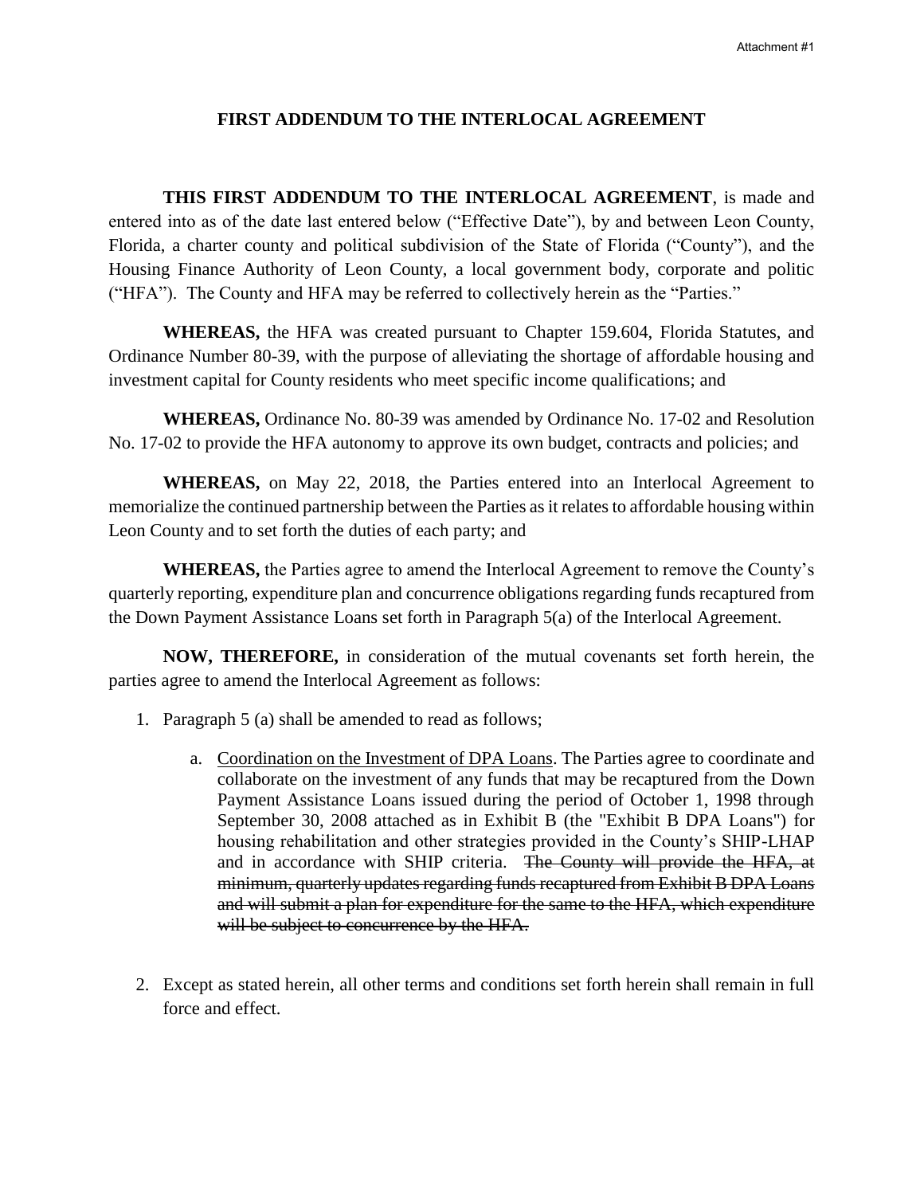Attachment #1

# FIRST ADDENDUM TO THE INTERLOCAL AGREEMENT

**THIS FIRST ADDENDUM TO THE INTERLOCAL AGREEMENT**, is made and entered into as of the date last entered below ("Effective Date"), by and between Leon County, Florida, a charter county and political subdivision of the State of Florida ("County"), and the Housing Finance Authority of Leon County, a local government body, corporate and politic ("HFA"). The County and HFA may be referred to collectively herein as the "Parties."

**WHEREAS,** the HFA was created pursuant to Chapter 159.604, Florida Statutes, and Ordinance Number 80-39, with the purpose of alleviating the shortage of affordable housing and investment capital for County residents who meet specific income qualifications; and

**WHEREAS,** Ordinance No. 80-39 was amended by Ordinance No. 17-02 and Resolution No. 17-02 to provide the HFA autonomy to approve its own budget, contracts and policies; and

**WHEREAS,** on May 22, 2018, the Parties entered into an Interlocal Agreement to memorialize the continued partnership between the Parties as it relates to affordable housing within Leon County and to set forth the duties of each party; and

**WHEREAS,** the Parties agree to amend the Interlocal Agreement to remove the County's quarterly reporting, expenditure plan and concurrence obligations regarding funds recaptured from the Down Payment Assistance Loans set forth in Paragraph 5(a) of the Interlocal Agreement.

**NOW, THEREFORE,** in consideration of the mutual covenants set forth herein, the parties agree to amend the Interlocal Agreement as follows:

1. Paragraph 5 (a) shall be amended to read as follows;

   a. <u>Coordination on the Investment of DPA Loans</u>. The Parties agree to coordinate and collaborate on the investment of any funds that may be recaptured from the Down Payment Assistance Loans issued during the period of October 1, 1998 through September 30, 2008 attached as in Exhibit B (the "Exhibit B DPA Loans") for housing rehabilitation and other strategies provided in the County's SHIP-LHAP and in accordance with SHIP criteria. ~~The County will provide the HFA, at minimum, quarterly updates regarding funds recaptured from Exhibit B DPA Loans and will submit a plan for expenditure for the same to the HFA, which expenditure will be subject to concurrence by the HFA.~~

2. Except as stated herein, all other terms and conditions set forth herein shall remain in full force and effect.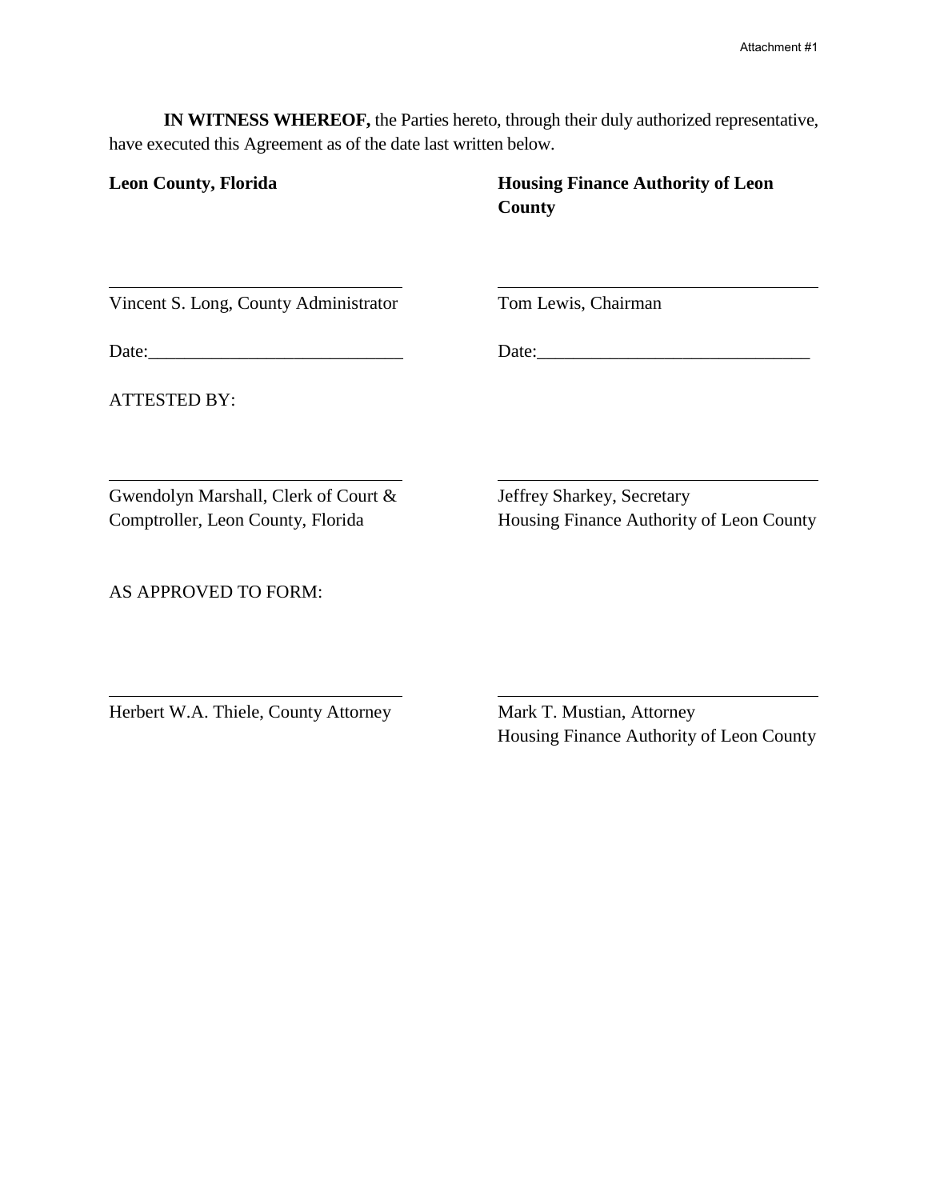**IN WITNESS WHEREOF,** the Parties hereto, through their duly authorized representative, have executed this Agreement as of the date last written below.

| **Leon County, Florida** | **Housing Finance Authority of Leon County** |
|---|---|
| ___________________________ | ___________________________ |
| Vincent S. Long, County Administrator | Tom Lewis, Chairman |
| Date:___________________________ | Date:___________________________ |
| ATTESTED BY: | |
| ___________________________ | ___________________________ |
| Gwendolyn Marshall, Clerk of Court & Comptroller, Leon County, Florida | Jeffrey Sharkey, Secretary Housing Finance Authority of Leon County |
| AS APPROVED TO FORM: | |
| ___________________________ | ___________________________ |
| Herbert W.A. Thiele, County Attorney | Mark T. Mustian, Attorney Housing Finance Authority of Leon County |